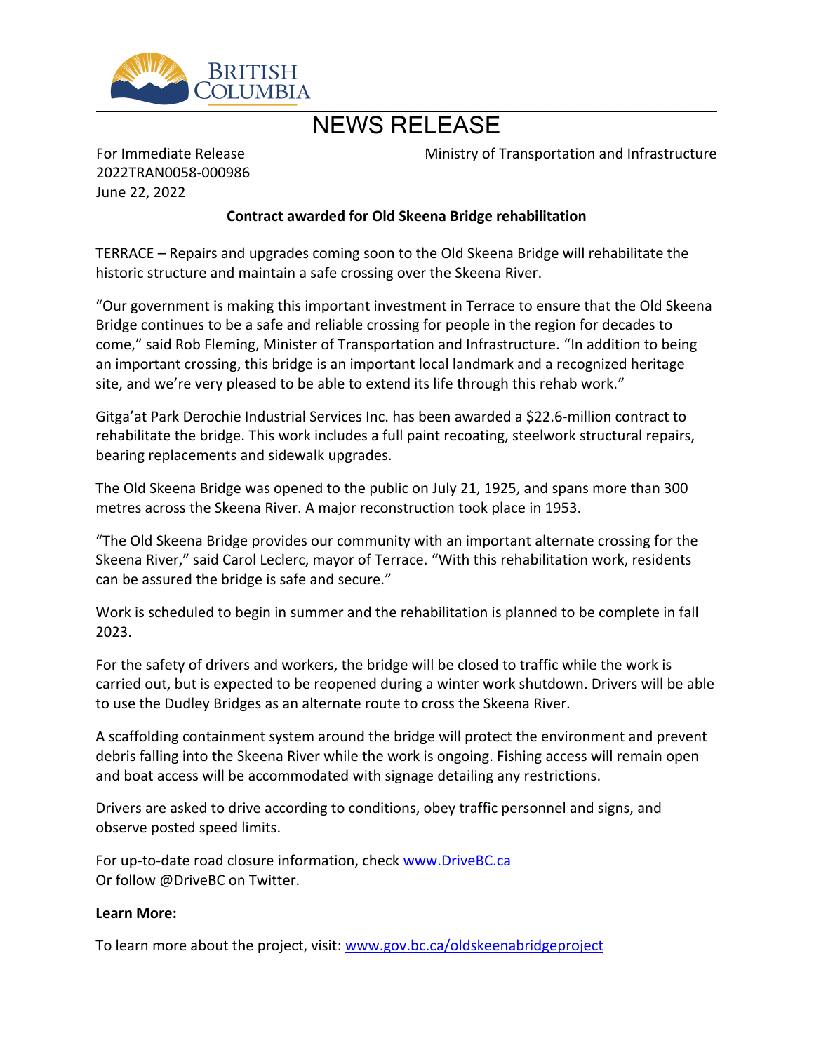BRITISH COLUMBIA

# NEWS RELEASE

For Immediate Release
2022TRAN0058-000986
June 22, 2022

Ministry of Transportation and Infrastructure

**Contract awarded for Old Skeena Bridge rehabilitation**

TERRACE – Repairs and upgrades coming soon to the Old Skeena Bridge will rehabilitate the historic structure and maintain a safe crossing over the Skeena River.

"Our government is making this important investment in Terrace to ensure that the Old Skeena Bridge continues to be a safe and reliable crossing for people in the region for decades to come," said Rob Fleming, Minister of Transportation and Infrastructure. "In addition to being an important crossing, this bridge is an important local landmark and a recognized heritage site, and we're very pleased to be able to extend its life through this rehab work."

Gitga'at Park Derochie Industrial Services Inc. has been awarded a $22.6-million contract to rehabilitate the bridge. This work includes a full paint recoating, steelwork structural repairs, bearing replacements and sidewalk upgrades.

The Old Skeena Bridge was opened to the public on July 21, 1925, and spans more than 300 metres across the Skeena River. A major reconstruction took place in 1953.

"The Old Skeena Bridge provides our community with an important alternate crossing for the Skeena River," said Carol Leclerc, mayor of Terrace. "With this rehabilitation work, residents can be assured the bridge is safe and secure."

Work is scheduled to begin in summer and the rehabilitation is planned to be complete in fall 2023.

For the safety of drivers and workers, the bridge will be closed to traffic while the work is carried out, but is expected to be reopened during a winter work shutdown. Drivers will be able to use the Dudley Bridges as an alternate route to cross the Skeena River.

A scaffolding containment system around the bridge will protect the environment and prevent debris falling into the Skeena River while the work is ongoing. Fishing access will remain open and boat access will be accommodated with signage detailing any restrictions.

Drivers are asked to drive according to conditions, obey traffic personnel and signs, and observe posted speed limits.

For up-to-date road closure information, check www.DriveBC.ca
Or follow @DriveBC on Twitter.

**Learn More:**

To learn more about the project, visit: www.gov.bc.ca/oldskeenabridgeproject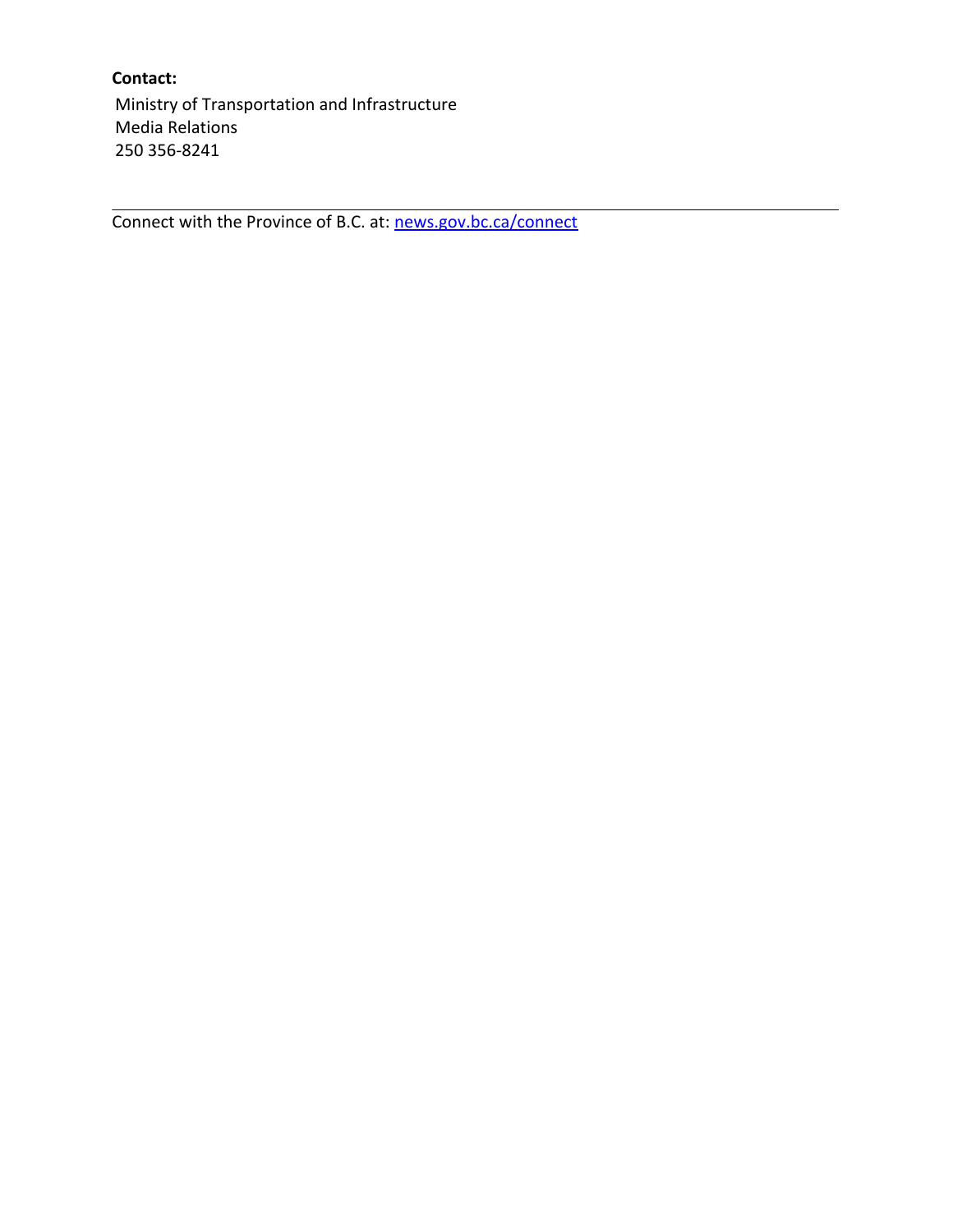**Contact:**

Ministry of Transportation and Infrastructure
Media Relations
250 356-8241

---

Connect with the Province of B.C. at: [news.gov.bc.ca/connect](news.gov.bc.ca/connect)